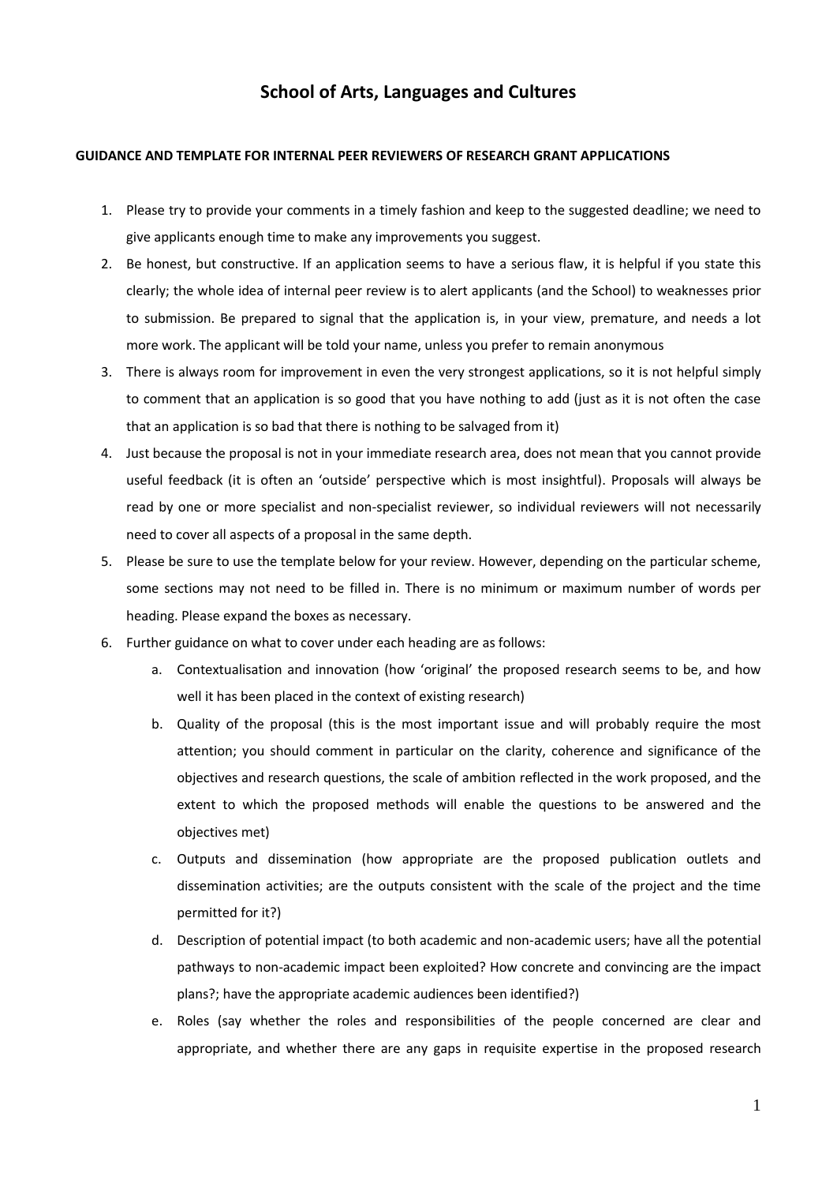# School of Arts, Languages and Cultures

**GUIDANCE AND TEMPLATE FOR INTERNAL PEER REVIEWERS OF RESEARCH GRANT APPLICATIONS**

1. Please try to provide your comments in a timely fashion and keep to the suggested deadline; we need to give applicants enough time to make any improvements you suggest.
2. Be honest, but constructive. If an application seems to have a serious flaw, it is helpful if you state this clearly; the whole idea of internal peer review is to alert applicants (and the School) to weaknesses prior to submission. Be prepared to signal that the application is, in your view, premature, and needs a lot more work. The applicant will be told your name, unless you prefer to remain anonymous
3. There is always room for improvement in even the very strongest applications, so it is not helpful simply to comment that an application is so good that you have nothing to add (just as it is not often the case that an application is so bad that there is nothing to be salvaged from it)
4. Just because the proposal is not in your immediate research area, does not mean that you cannot provide useful feedback (it is often an 'outside' perspective which is most insightful). Proposals will always be read by one or more specialist and non-specialist reviewer, so individual reviewers will not necessarily need to cover all aspects of a proposal in the same depth.
5. Please be sure to use the template below for your review. However, depending on the particular scheme, some sections may not need to be filled in. There is no minimum or maximum number of words per heading. Please expand the boxes as necessary.
6. Further guidance on what to cover under each heading are as follows:
   a. Contextualisation and innovation (how 'original' the proposed research seems to be, and how well it has been placed in the context of existing research)
   b. Quality of the proposal (this is the most important issue and will probably require the most attention; you should comment in particular on the clarity, coherence and significance of the objectives and research questions, the scale of ambition reflected in the work proposed, and the extent to which the proposed methods will enable the questions to be answered and the objectives met)
   c. Outputs and dissemination (how appropriate are the proposed publication outlets and dissemination activities; are the outputs consistent with the scale of the project and the time permitted for it?)
   d. Description of potential impact (to both academic and non-academic users; have all the potential pathways to non-academic impact been exploited? How concrete and convincing are the impact plans?; have the appropriate academic audiences been identified?)
   e. Roles (say whether the roles and responsibilities of the people concerned are clear and appropriate, and whether there are any gaps in requisite expertise in the proposed research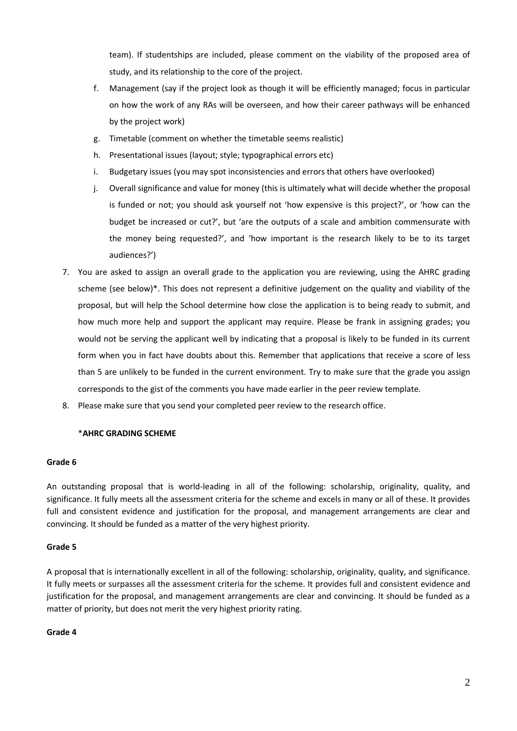team). If studentships are included, please comment on the viability of the proposed area of study, and its relationship to the core of the project.

   f. Management (say if the project look as though it will be efficiently managed; focus in particular on how the work of any RAs will be overseen, and how their career pathways will be enhanced by the project work)
   g. Timetable (comment on whether the timetable seems realistic)
   h. Presentational issues (layout; style; typographical errors etc)
   i. Budgetary issues (you may spot inconsistencies and errors that others have overlooked)
   j. Overall significance and value for money (this is ultimately what will decide whether the proposal is funded or not; you should ask yourself not 'how expensive is this project?', or 'how can the budget be increased or cut?', but 'are the outputs of a scale and ambition commensurate with the money being requested?', and 'how important is the research likely to be to its target audiences?')

7. You are asked to assign an overall grade to the application you are reviewing, using the AHRC grading scheme (see below)*. This does not represent a definitive judgement on the quality and viability of the proposal, but will help the School determine how close the application is to being ready to submit, and how much more help and support the applicant may require. Please be frank in assigning grades; you would not be serving the applicant well by indicating that a proposal is likely to be funded in its current form when you in fact have doubts about this. Remember that applications that receive a score of less than 5 are unlikely to be funded in the current environment. Try to make sure that the grade you assign corresponds to the gist of the comments you have made earlier in the peer review template.
8. Please make sure that you send your completed peer review to the research office.

*​**AHRC GRADING SCHEME**

**Grade 6**

An outstanding proposal that is world-leading in all of the following: scholarship, originality, quality, and significance. It fully meets all the assessment criteria for the scheme and excels in many or all of these. It provides full and consistent evidence and justification for the proposal, and management arrangements are clear and convincing. It should be funded as a matter of the very highest priority.

**Grade 5**

A proposal that is internationally excellent in all of the following: scholarship, originality, quality, and significance. It fully meets or surpasses all the assessment criteria for the scheme. It provides full and consistent evidence and justification for the proposal, and management arrangements are clear and convincing. It should be funded as a matter of priority, but does not merit the very highest priority rating.

**Grade 4**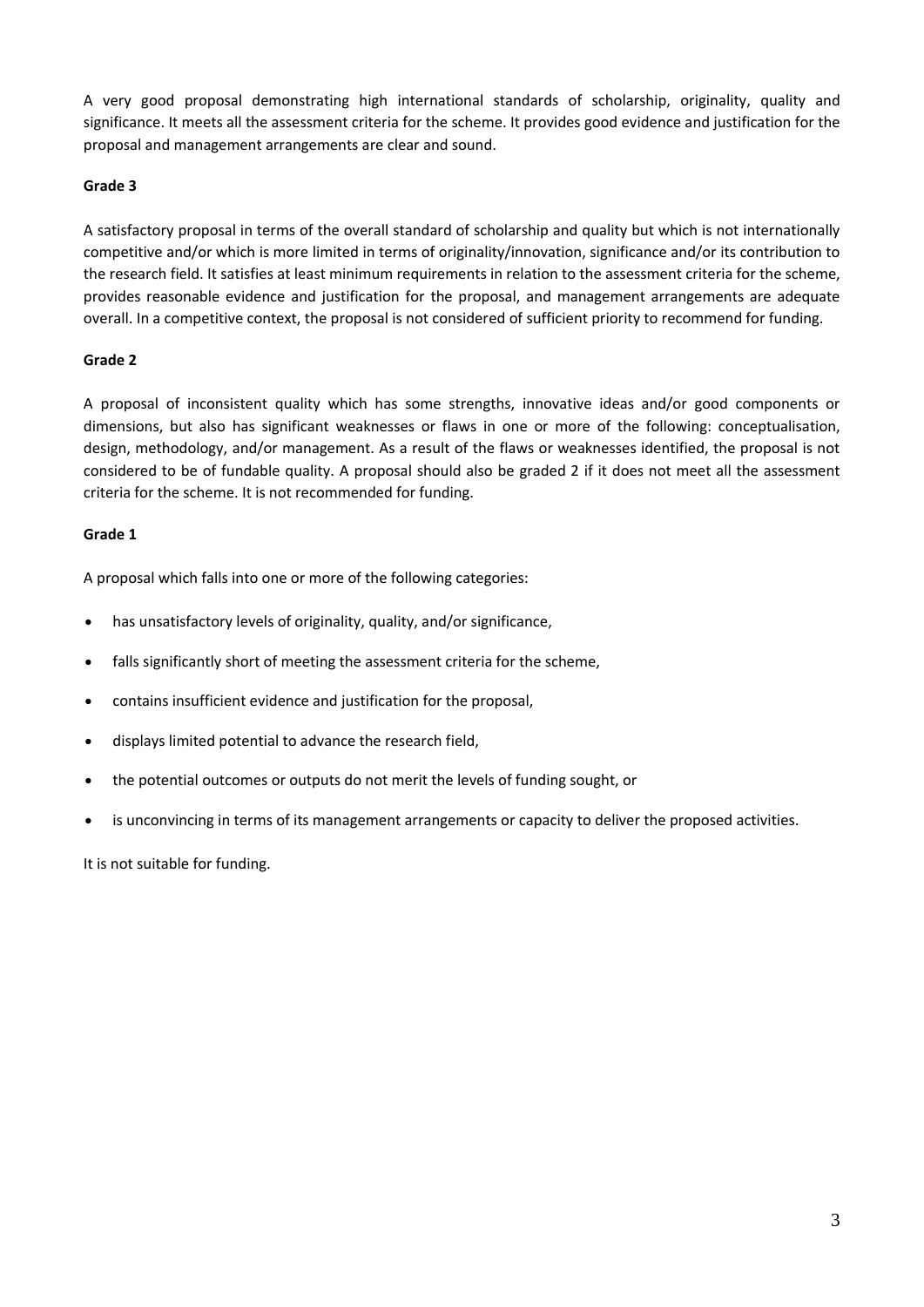A very good proposal demonstrating high international standards of scholarship, originality, quality and significance. It meets all the assessment criteria for the scheme. It provides good evidence and justification for the proposal and management arrangements are clear and sound.

**Grade 3**

A satisfactory proposal in terms of the overall standard of scholarship and quality but which is not internationally competitive and/or which is more limited in terms of originality/innovation, significance and/or its contribution to the research field. It satisfies at least minimum requirements in relation to the assessment criteria for the scheme, provides reasonable evidence and justification for the proposal, and management arrangements are adequate overall. In a competitive context, the proposal is not considered of sufficient priority to recommend for funding.

**Grade 2**

A proposal of inconsistent quality which has some strengths, innovative ideas and/or good components or dimensions, but also has significant weaknesses or flaws in one or more of the following: conceptualisation, design, methodology, and/or management. As a result of the flaws or weaknesses identified, the proposal is not considered to be of fundable quality. A proposal should also be graded 2 if it does not meet all the assessment criteria for the scheme. It is not recommended for funding.

**Grade 1**

A proposal which falls into one or more of the following categories:

- has unsatisfactory levels of originality, quality, and/or significance,
- falls significantly short of meeting the assessment criteria for the scheme,
- contains insufficient evidence and justification for the proposal,
- displays limited potential to advance the research field,
- the potential outcomes or outputs do not merit the levels of funding sought, or
- is unconvincing in terms of its management arrangements or capacity to deliver the proposed activities.

It is not suitable for funding.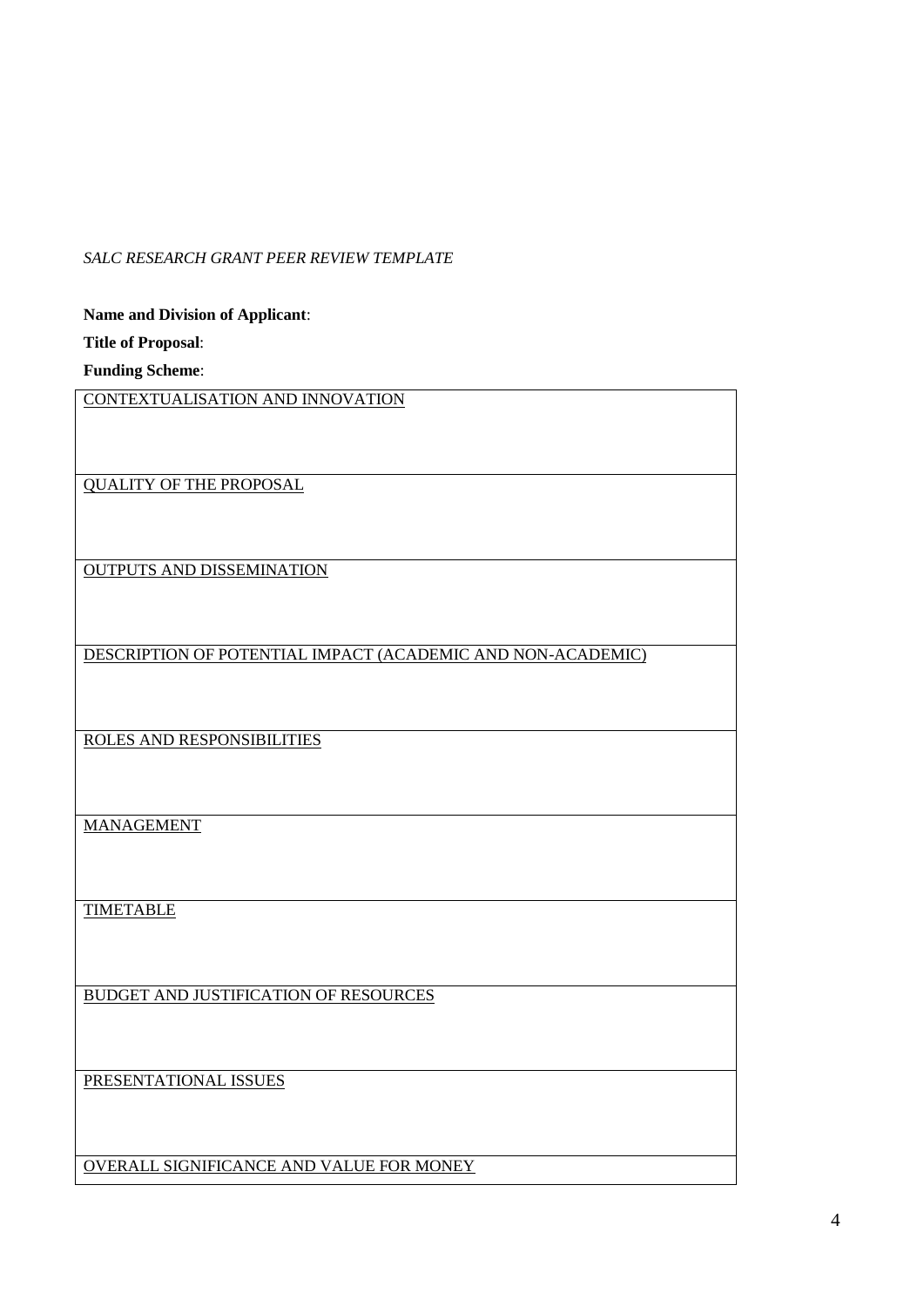*SALC RESEARCH GRANT PEER REVIEW TEMPLATE*

**Name and Division of Applicant**:

**Title of Proposal**:

**Funding Scheme**:

| <u>CONTEXTUALISATION AND INNOVATION</u> |
|---|
| <u>QUALITY OF THE PROPOSAL</u> |
| <u>OUTPUTS AND DISSEMINATION</u> |
| <u>DESCRIPTION OF POTENTIAL IMPACT (ACADEMIC AND NON-ACADEMIC)</u> |
| <u>ROLES AND RESPONSIBILITIES</u> |
| <u>MANAGEMENT</u> |
| <u>TIMETABLE</u> |
| <u>BUDGET AND JUSTIFICATION OF RESOURCES</u> |
| <u>PRESENTATIONAL ISSUES</u> |
| <u>OVERALL SIGNIFICANCE AND VALUE FOR MONEY</u> |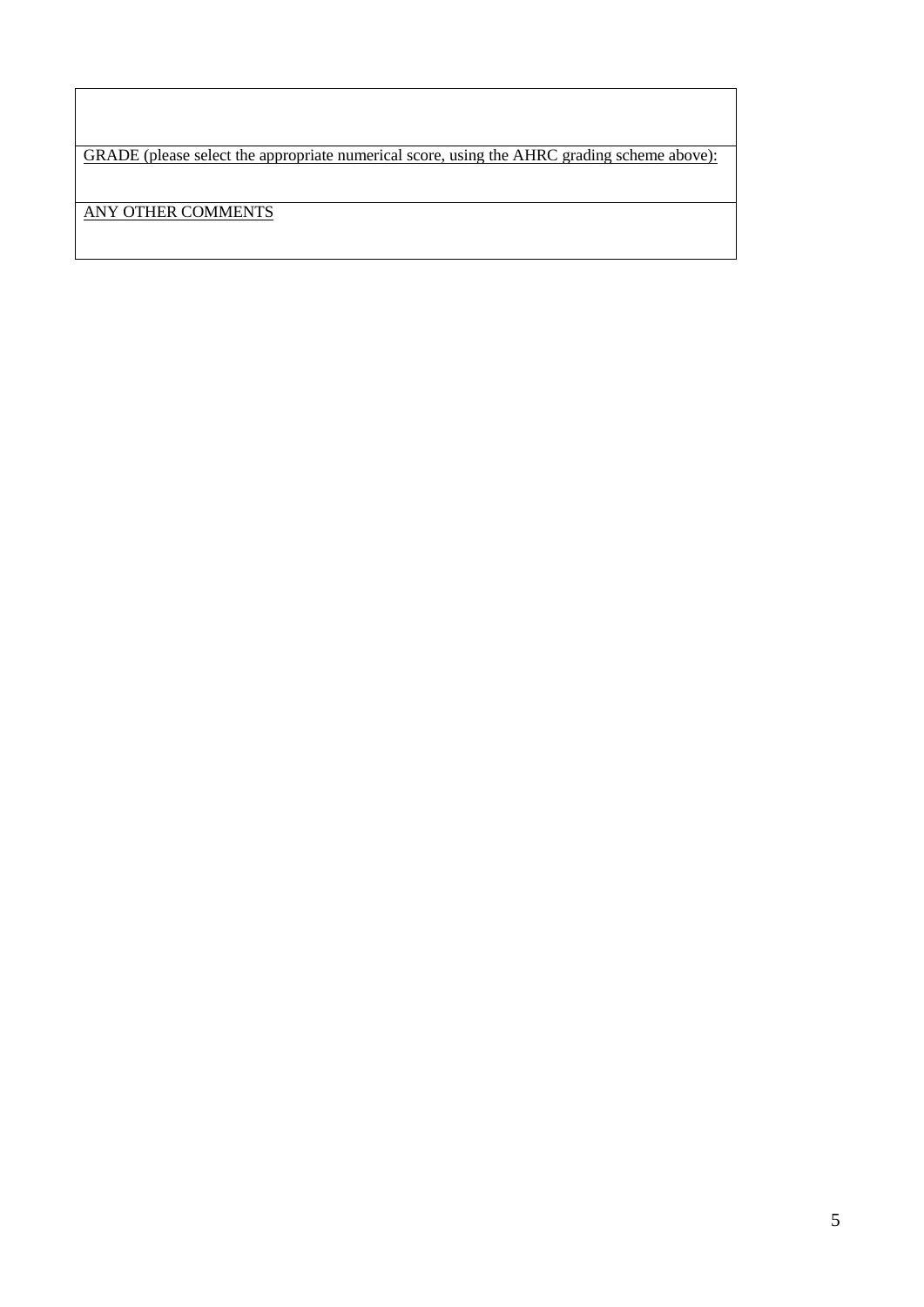| |
|---|
| |
| GRADE (please select the appropriate numerical score, using the AHRC grading scheme above): |
| ANY OTHER COMMENTS |